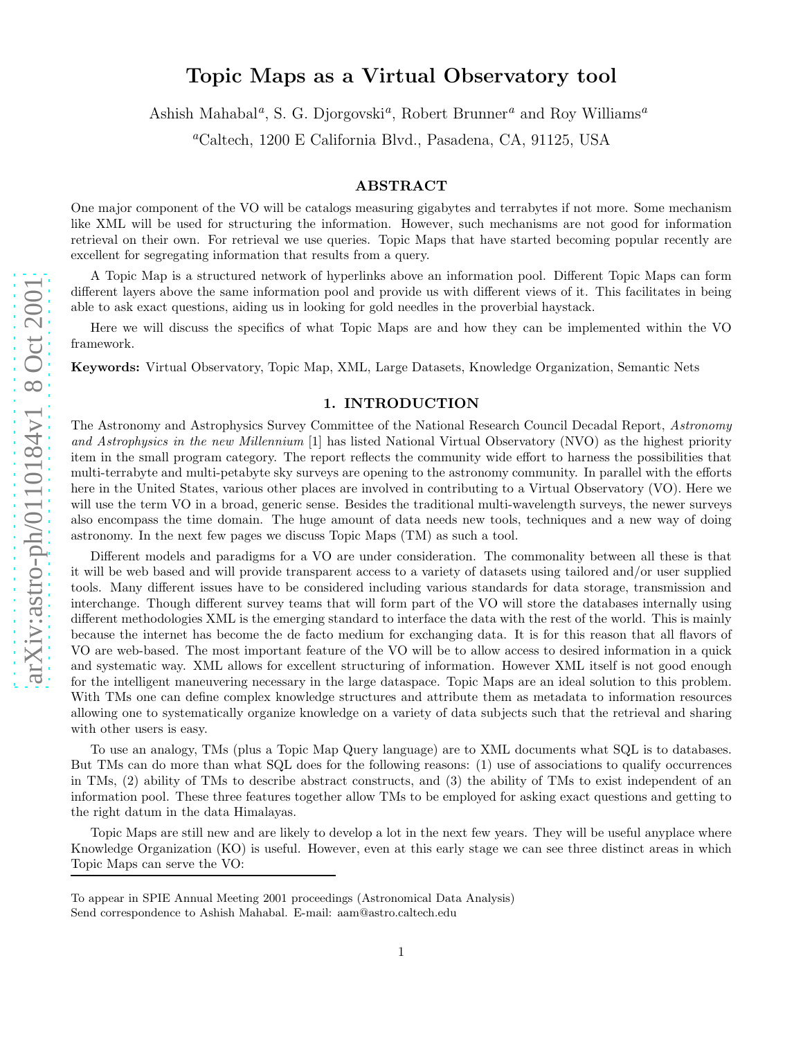# Topic Maps as a Virtual Observatory tool

Ashish Mahabal[a], S. G. Djorgovski[a], Robert Brunner[a] and Roy Williams[a]

[a]Caltech, 1200 E California Blvd., Pasadena, CA, 91125, USA

## ABSTRACT

One major component of the VO will be catalogs measuring gigabytes and terrabytes if not more. Some mechanism like XML will be used for structuring the information. However, such mechanisms are not good for information retrieval on their own. For retrieval we use queries. Topic Maps that have started becoming popular recently are excellent for segregating information that results from a query.

A Topic Map is a structured network of hyperlinks above an information pool. Different Topic Maps can form different layers above the same information pool and provide us with different views of it. This facilitates in being able to ask exact questions, aiding us in looking for gold needles in the proverbial haystack.

Here we will discuss the specifics of what Topic Maps are and how they can be implemented within the VO framework.

**Keywords:** Virtual Observatory, Topic Map, XML, Large Datasets, Knowledge Organization, Semantic Nets

## 1. INTRODUCTION

The Astronomy and Astrophysics Survey Committee of the National Research Council Decadal Report, *Astronomy and Astrophysics in the new Millennium* [1] has listed National Virtual Observatory (NVO) as the highest priority item in the small program category. The report reflects the community wide effort to harness the possibilities that multi-terrabyte and multi-petabyte sky surveys are opening to the astronomy community. In parallel with the efforts here in the United States, various other places are involved in contributing to a Virtual Observatory (VO). Here we will use the term VO in a broad, generic sense. Besides the traditional multi-wavelength surveys, the newer surveys also encompass the time domain. The huge amount of data needs new tools, techniques and a new way of doing astronomy. In the next few pages we discuss Topic Maps (TM) as such a tool.

Different models and paradigms for a VO are under consideration. The commonality between all these is that it will be web based and will provide transparent access to a variety of datasets using tailored and/or user supplied tools. Many different issues have to be considered including various standards for data storage, transmission and interchange. Though different survey teams that will form part of the VO will store the databases internally using different methodologies XML is the emerging standard to interface the data with the rest of the world. This is mainly because the internet has become the de facto medium for exchanging data. It is for this reason that all flavors of VO are web-based. The most important feature of the VO will be to allow access to desired information in a quick and systematic way. XML allows for excellent structuring of information. However XML itself is not good enough for the intelligent maneuvering necessary in the large dataspace. Topic Maps are an ideal solution to this problem. With TMs one can define complex knowledge structures and attribute them as metadata to information resources allowing one to systematically organize knowledge on a variety of data subjects such that the retrieval and sharing with other users is easy.

To use an analogy, TMs (plus a Topic Map Query language) are to XML documents what SQL is to databases. But TMs can do more than what SQL does for the following reasons: (1) use of associations to qualify occurrences in TMs, (2) ability of TMs to describe abstract constructs, and (3) the ability of TMs to exist independent of an information pool. These three features together allow TMs to be employed for asking exact questions and getting to the right datum in the data Himalayas.

Topic Maps are still new and are likely to develop a lot in the next few years. They will be useful anyplace where Knowledge Organization (KO) is useful. However, even at this early stage we can see three distinct areas in which Topic Maps can serve the VO:

---

To appear in SPIE Annual Meeting 2001 proceedings (Astronomical Data Analysis)
Send correspondence to Ashish Mahabal. E-mail: aam@astro.caltech.edu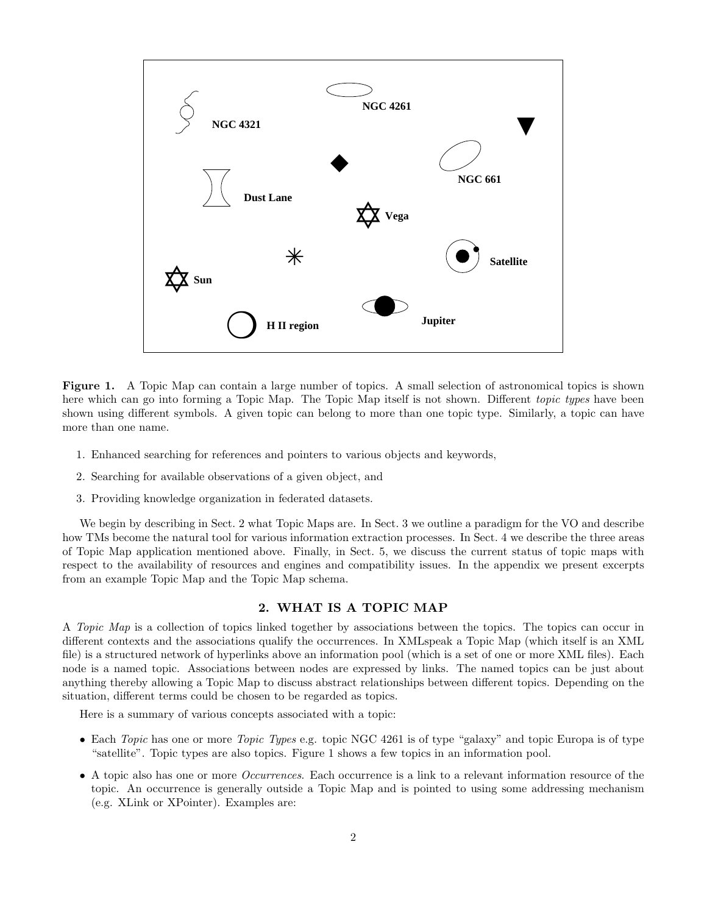**Figure 1.** A Topic Map can contain a large number of topics. A small selection of astronomical topics is shown here which can go into forming a Topic Map. The Topic Map itself is not shown. Different *topic types* have been shown using different symbols. A given topic can belong to more than one topic type. Similarly, a topic can have more than one name.

1. Enhanced searching for references and pointers to various objects and keywords,
2. Searching for available observations of a given object, and
3. Providing knowledge organization in federated datasets.

We begin by describing in Sect. 2 what Topic Maps are. In Sect. 3 we outline a paradigm for the VO and describe how TMs become the natural tool for various information extraction processes. In Sect. 4 we describe the three areas of Topic Map application mentioned above. Finally, in Sect. 5, we discuss the current status of topic maps with respect to the availability of resources and engines and compatibility issues. In the appendix we present excerpts from an example Topic Map and the Topic Map schema.

## 2. WHAT IS A TOPIC MAP

A *Topic Map* is a collection of topics linked together by associations between the topics. The topics can occur in different contexts and the associations qualify the occurrences. In XMLspeak a Topic Map (which itself is an XML file) is a structured network of hyperlinks above an information pool (which is a set of one or more XML files). Each node is a named topic. Associations between nodes are expressed by links. The named topics can be just about anything thereby allowing a Topic Map to discuss abstract relationships between different topics. Depending on the situation, different terms could be chosen to be regarded as topics.

Here is a summary of various concepts associated with a topic:

- Each *Topic* has one or more *Topic Types* e.g. topic NGC 4261 is of type "galaxy" and topic Europa is of type "satellite". Topic types are also topics. Figure 1 shows a few topics in an information pool.
- A topic also has one or more *Occurrences*. Each occurrence is a link to a relevant information resource of the topic. An occurrence is generally outside a Topic Map and is pointed to using some addressing mechanism (e.g. XLink or XPointer). Examples are: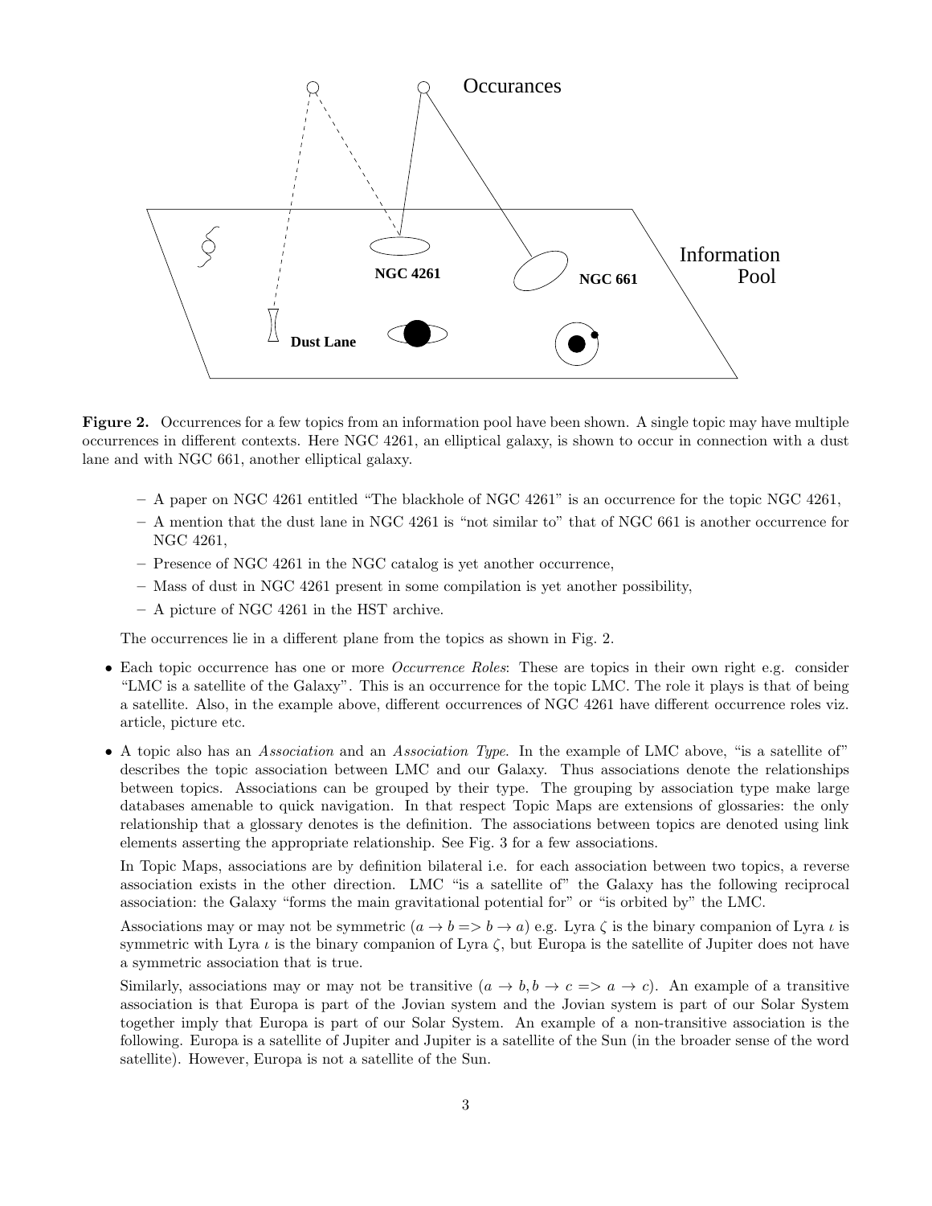Figure 2. Occurrences for a few topics from an information pool have been shown. A single topic may have multiple occurrences in different contexts. Here NGC 4261, an elliptical galaxy, is shown to occur in connection with a dust lane and with NGC 661, another elliptical galaxy.

- A paper on NGC 4261 entitled "The blackhole of NGC 4261" is an occurrence for the topic NGC 4261,
- A mention that the dust lane in NGC 4261 is "not similar to" that of NGC 661 is another occurrence for NGC 4261,
- Presence of NGC 4261 in the NGC catalog is yet another occurrence,
- Mass of dust in NGC 4261 present in some compilation is yet another possibility,
- A picture of NGC 4261 in the HST archive.

The occurrences lie in a different plane from the topics as shown in Fig. 2.

- Each topic occurrence has one or more *Occurrence Roles*: These are topics in their own right e.g. consider "LMC is a satellite of the Galaxy". This is an occurrence for the topic LMC. The role it plays is that of being a satellite. Also, in the example above, different occurrences of NGC 4261 have different occurrence roles viz. article, picture etc.

- A topic also has an *Association* and an *Association Type*. In the example of LMC above, "is a satellite of" describes the topic association between LMC and our Galaxy. Thus associations denote the relationships between topics. Associations can be grouped by their type. The grouping by association type make large databases amenable to quick navigation. In that respect Topic Maps are extensions of glossaries: the only relationship that a glossary denotes is the definition. The associations between topics are denoted using link elements asserting the appropriate relationship. See Fig. 3 for a few associations.

  In Topic Maps, associations are by definition bilateral i.e. for each association between two topics, a reverse association exists in the other direction. LMC "is a satellite of" the Galaxy has the following reciprocal association: the Galaxy "forms the main gravitational potential for" or "is orbited by" the LMC.

  Associations may or may not be symmetric ($a \rightarrow b => b \rightarrow a$) e.g. Lyra $\zeta$ is the binary companion of Lyra $\iota$ is symmetric with Lyra $\iota$ is the binary companion of Lyra $\zeta$, but Europa is the satellite of Jupiter does not have a symmetric association that is true.

  Similarly, associations may or may not be transitive ($a \rightarrow b, b \rightarrow c => a \rightarrow c$). An example of a transitive association is that Europa is part of the Jovian system and the Jovian system is part of our Solar System together imply that Europa is part of our Solar System. An example of a non-transitive association is the following. Europa is a satellite of Jupiter and Jupiter is a satellite of the Sun (in the broader sense of the word satellite). However, Europa is not a satellite of the Sun.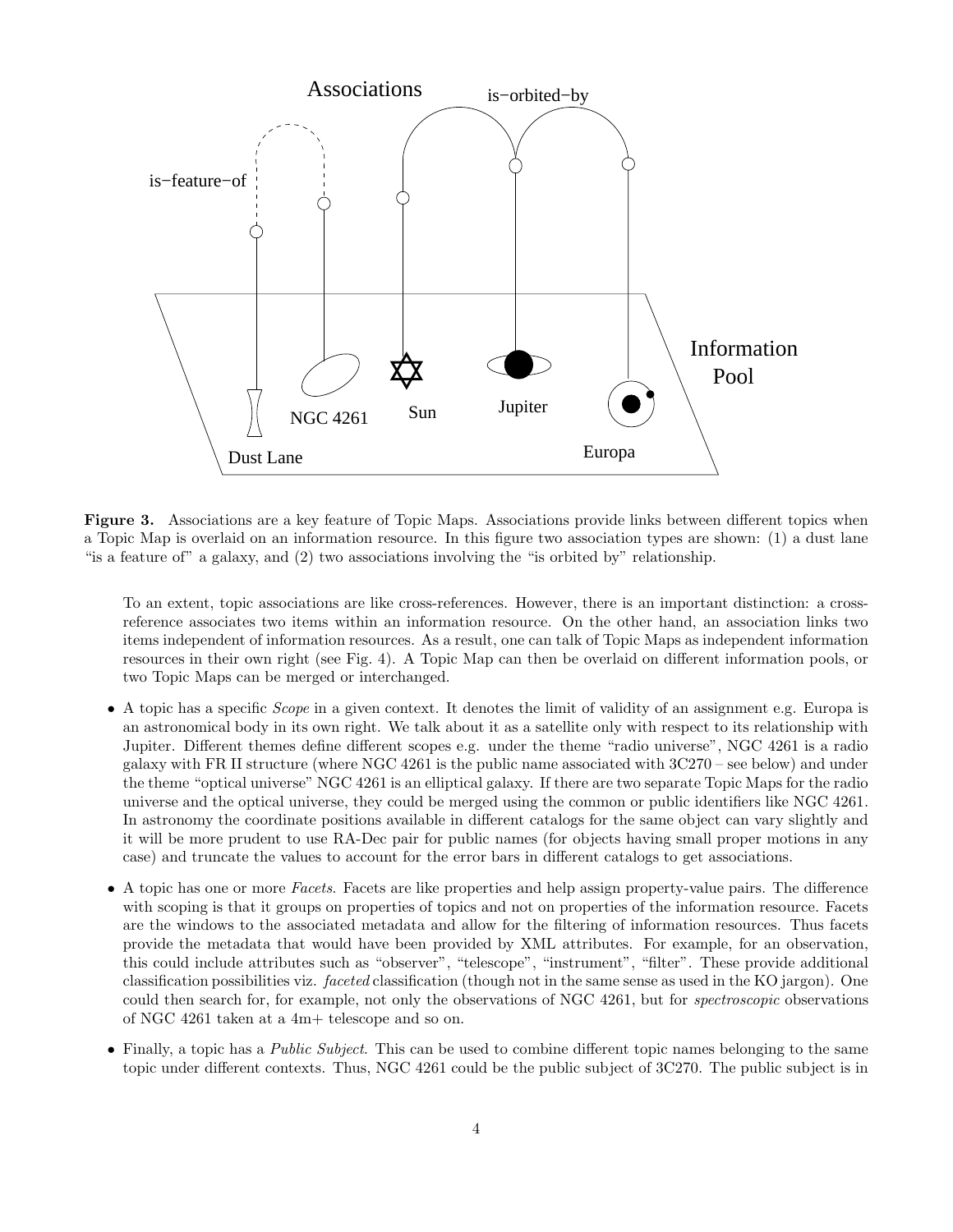**Figure 3.** Associations are a key feature of Topic Maps. Associations provide links between different topics when a Topic Map is overlaid on an information resource. In this figure two association types are shown: (1) a dust lane "is a feature of" a galaxy, and (2) two associations involving the "is orbited by" relationship.

To an extent, topic associations are like cross-references. However, there is an important distinction: a cross-reference associates two items within an information resource. On the other hand, an association links two items independent of information resources. As a result, one can talk of Topic Maps as independent information resources in their own right (see Fig. 4). A Topic Map can then be overlaid on different information pools, or two Topic Maps can be merged or interchanged.

- A topic has a specific *Scope* in a given context. It denotes the limit of validity of an assignment e.g. Europa is an astronomical body in its own right. We talk about it as a satellite only with respect to its relationship with Jupiter. Different themes define different scopes e.g. under the theme "radio universe", NGC 4261 is a radio galaxy with FR II structure (where NGC 4261 is the public name associated with 3C270 – see below) and under the theme "optical universe" NGC 4261 is an elliptical galaxy. If there are two separate Topic Maps for the radio universe and the optical universe, they could be merged using the common or public identifiers like NGC 4261. In astronomy the coordinate positions available in different catalogs for the same object can vary slightly and it will be more prudent to use RA-Dec pair for public names (for objects having small proper motions in any case) and truncate the values to account for the error bars in different catalogs to get associations.

- A topic has one or more *Facets*. Facets are like properties and help assign property-value pairs. The difference with scoping is that it groups on properties of topics and not on properties of the information resource. Facets are the windows to the associated metadata and allow for the filtering of information resources. Thus facets provide the metadata that would have been provided by XML attributes. For example, for an observation, this could include attributes such as "observer", "telescope", "instrument", "filter". These provide additional classification possibilities viz. *faceted* classification (though not in the same sense as used in the KO jargon). One could then search for, for example, not only the observations of NGC 4261, but for *spectroscopic* observations of NGC 4261 taken at a 4m+ telescope and so on.

- Finally, a topic has a *Public Subject*. This can be used to combine different topic names belonging to the same topic under different contexts. Thus, NGC 4261 could be the public subject of 3C270. The public subject is in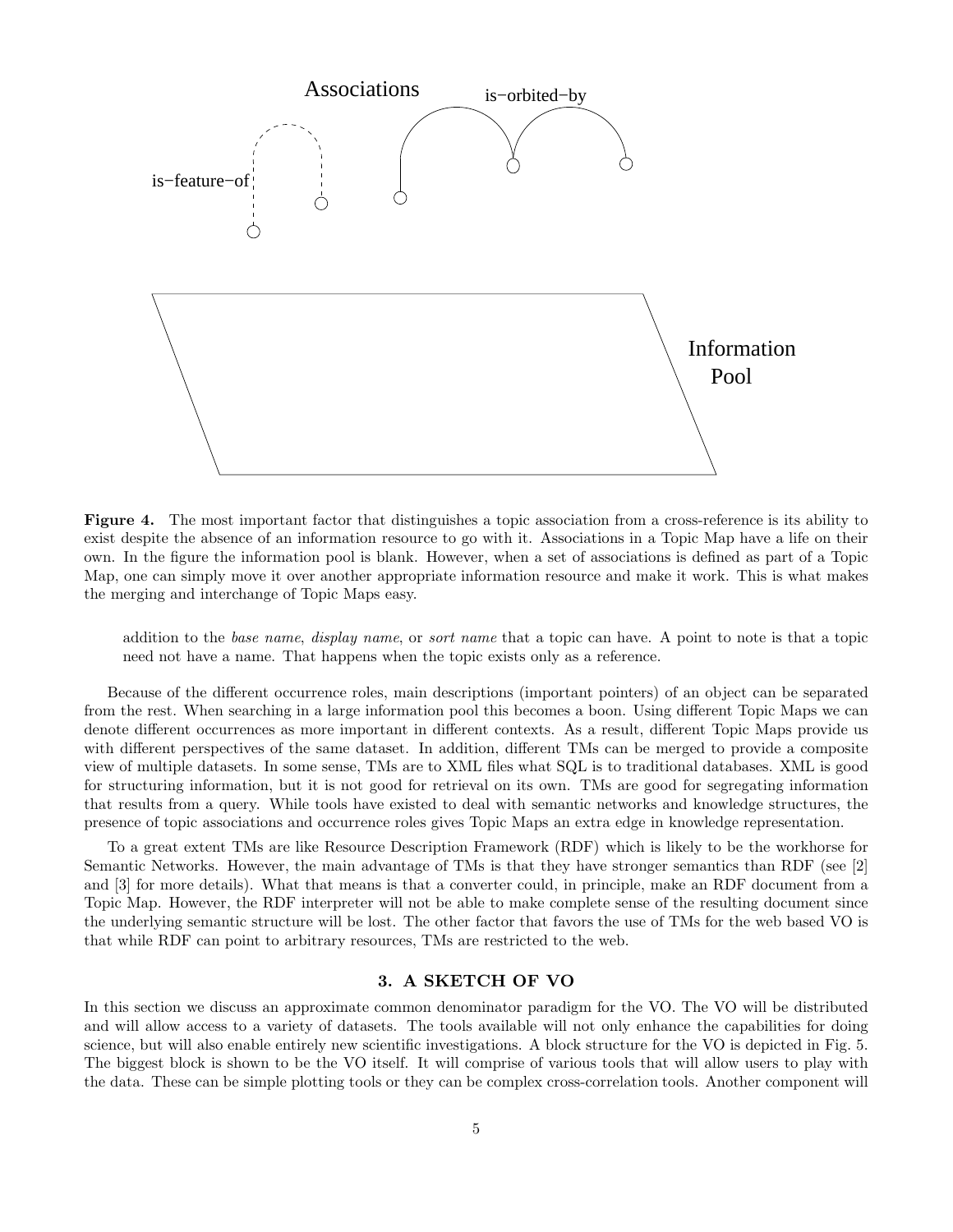Associations

is−orbited−by

is−feature−of

Information
Pool

**Figure 4.** The most important factor that distinguishes a topic association from a cross-reference is its ability to exist despite the absence of an information resource to go with it. Associations in a Topic Map have a life on their own. In the figure the information pool is blank. However, when a set of associations is defined as part of a Topic Map, one can simply move it over another appropriate information resource and make it work. This is what makes the merging and interchange of Topic Maps easy.

addition to the *base name*, *display name*, or *sort name* that a topic can have. A point to note is that a topic need not have a name. That happens when the topic exists only as a reference.

Because of the different occurrence roles, main descriptions (important pointers) of an object can be separated from the rest. When searching in a large information pool this becomes a boon. Using different Topic Maps we can denote different occurrences as more important in different contexts. As a result, different Topic Maps provide us with different perspectives of the same dataset. In addition, different TMs can be merged to provide a composite view of multiple datasets. In some sense, TMs are to XML files what SQL is to traditional databases. XML is good for structuring information, but it is not good for retrieval on its own. TMs are good for segregating information that results from a query. While tools have existed to deal with semantic networks and knowledge structures, the presence of topic associations and occurrence roles gives Topic Maps an extra edge in knowledge representation.

To a great extent TMs are like Resource Description Framework (RDF) which is likely to be the workhorse for Semantic Networks. However, the main advantage of TMs is that they have stronger semantics than RDF (see [2] and [3] for more details). What that means is that a converter could, in principle, make an RDF document from a Topic Map. However, the RDF interpreter will not be able to make complete sense of the resulting document since the underlying semantic structure will be lost. The other factor that favors the use of TMs for the web based VO is that while RDF can point to arbitrary resources, TMs are restricted to the web.

## 3. A SKETCH OF VO

In this section we discuss an approximate common denominator paradigm for the VO. The VO will be distributed and will allow access to a variety of datasets. The tools available will not only enhance the capabilities for doing science, but will also enable entirely new scientific investigations. A block structure for the VO is depicted in Fig. 5. The biggest block is shown to be the VO itself. It will comprise of various tools that will allow users to play with the data. These can be simple plotting tools or they can be complex cross-correlation tools. Another component will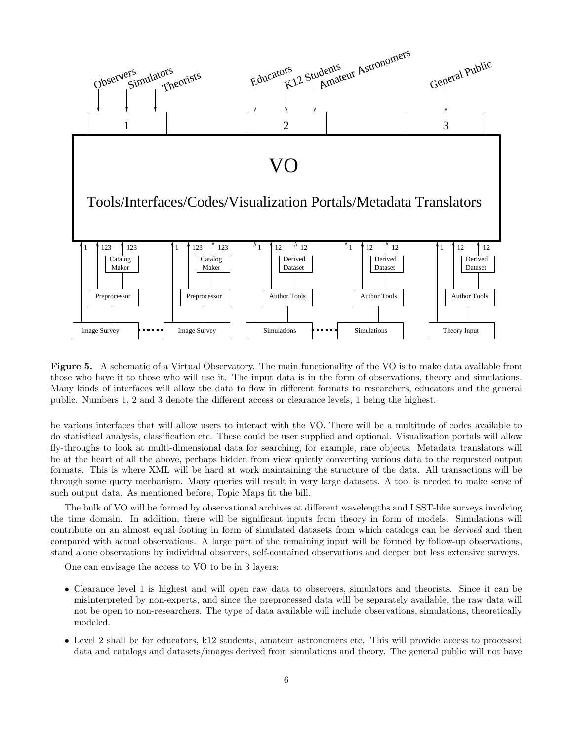Observers
Simulators
Theorists
Educators
K12 Students
Amateur Astronomers
General Public

1
2
3

VO

Tools/Interfaces/Codes/Visualization Portals/Metadata Translators

1 123 123
1 123 123
1 12 12
1 12 12
1 12 12

Catalog Maker
Catalog Maker
Derived Dataset
Derived Dataset
Derived Dataset

Preprocessor
Preprocessor
Author Tools
Author Tools
Author Tools

Image Survey
Image Survey
Simulations
Simulations
Theory Input

**Figure 5.** A schematic of a Virtual Observatory. The main functionality of the VO is to make data available from those who have it to those who will use it. The input data is in the form of observations, theory and simulations. Many kinds of interfaces will allow the data to flow in different formats to researchers, educators and the general public. Numbers 1, 2 and 3 denote the different access or clearance levels, 1 being the highest.

be various interfaces that will allow users to interact with the VO. There will be a multitude of codes available to do statistical analysis, classification etc. These could be user supplied and optional. Visualization portals will allow fly-throughs to look at multi-dimensional data for searching, for example, rare objects. Metadata translators will be at the heart of all the above, perhaps hidden from view quietly converting various data to the requested output formats. This is where XML will be hard at work maintaining the structure of the data. All transactions will be through some query mechanism. Many queries will result in very large datasets. A tool is needed to make sense of such output data. As mentioned before, Topic Maps fit the bill.

The bulk of VO will be formed by observational archives at different wavelengths and LSST-like surveys involving the time domain. In addition, there will be significant inputs from theory in form of models. Simulations will contribute on an almost equal footing in form of simulated datasets from which catalogs can be *derived* and then compared with actual observations. A large part of the remaining input will be formed by follow-up observations, stand alone observations by individual observers, self-contained observations and deeper but less extensive surveys.

One can envisage the access to VO to be in 3 layers:

- Clearance level 1 is highest and will open raw data to observers, simulators and theorists. Since it can be misinterpreted by non-experts, and since the preprocessed data will be separately available, the raw data will not be open to non-researchers. The type of data available will include observations, simulations, theoretically modeled.
- Level 2 shall be for educators, k12 students, amateur astronomers etc. This will provide access to processed data and catalogs and datasets/images derived from simulations and theory. The general public will not have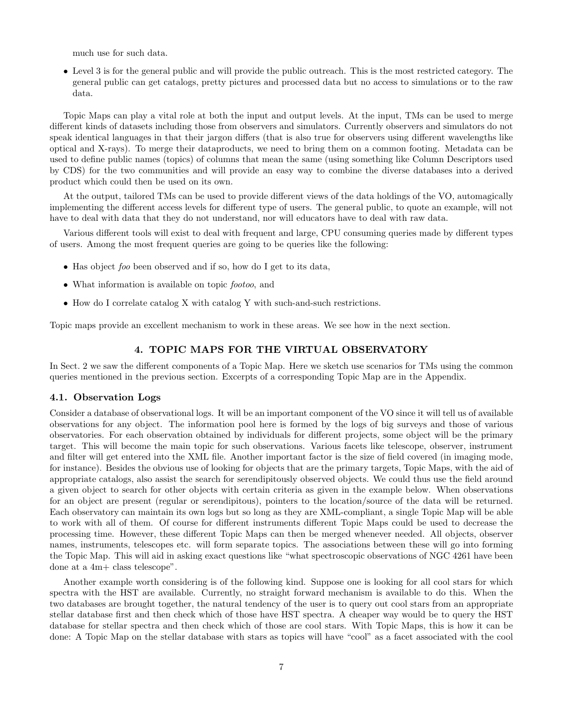much use for such data.

- Level 3 is for the general public and will provide the public outreach. This is the most restricted category. The general public can get catalogs, pretty pictures and processed data but no access to simulations or to the raw data.

Topic Maps can play a vital role at both the input and output levels. At the input, TMs can be used to merge different kinds of datasets including those from observers and simulators. Currently observers and simulators do not speak identical languages in that their jargon differs (that is also true for observers using different wavelengths like optical and X-rays). To merge their dataproducts, we need to bring them on a common footing. Metadata can be used to define public names (topics) of columns that mean the same (using something like Column Descriptors used by CDS) for the two communities and will provide an easy way to combine the diverse databases into a derived product which could then be used on its own.

At the output, tailored TMs can be used to provide different views of the data holdings of the VO, automagically implementing the different access levels for different type of users. The general public, to quote an example, will not have to deal with data that they do not understand, nor will educators have to deal with raw data.

Various different tools will exist to deal with frequent and large, CPU consuming queries made by different types of users. Among the most frequent queries are going to be queries like the following:

- Has object *foo* been observed and if so, how do I get to its data,
- What information is available on topic *footoo*, and
- How do I correlate catalog X with catalog Y with such-and-such restrictions.

Topic maps provide an excellent mechanism to work in these areas. We see how in the next section.

## 4. TOPIC MAPS FOR THE VIRTUAL OBSERVATORY

In Sect. 2 we saw the different components of a Topic Map. Here we sketch use scenarios for TMs using the common queries mentioned in the previous section. Excerpts of a corresponding Topic Map are in the Appendix.

### 4.1. Observation Logs

Consider a database of observational logs. It will be an important component of the VO since it will tell us of available observations for any object. The information pool here is formed by the logs of big surveys and those of various observatories. For each observation obtained by individuals for different projects, some object will be the primary target. This will become the main topic for such observations. Various facets like telescope, observer, instrument and filter will get entered into the XML file. Another important factor is the size of field covered (in imaging mode, for instance). Besides the obvious use of looking for objects that are the primary targets, Topic Maps, with the aid of appropriate catalogs, also assist the search for serendipitously observed objects. We could thus use the field around a given object to search for other objects with certain criteria as given in the example below. When observations for an object are present (regular or serendipitous), pointers to the location/source of the data will be returned. Each observatory can maintain its own logs but so long as they are XML-compliant, a single Topic Map will be able to work with all of them. Of course for different instruments different Topic Maps could be used to decrease the processing time. However, these different Topic Maps can then be merged whenever needed. All objects, observer names, instruments, telescopes etc. will form separate topics. The associations between these will go into forming the Topic Map. This will aid in asking exact questions like "what spectroscopic observations of NGC 4261 have been done at a 4m+ class telescope".

Another example worth considering is of the following kind. Suppose one is looking for all cool stars for which spectra with the HST are available. Currently, no straight forward mechanism is available to do this. When the two databases are brought together, the natural tendency of the user is to query out cool stars from an appropriate stellar database first and then check which of those have HST spectra. A cheaper way would be to query the HST database for stellar spectra and then check which of those are cool stars. With Topic Maps, this is how it can be done: A Topic Map on the stellar database with stars as topics will have "cool" as a facet associated with the cool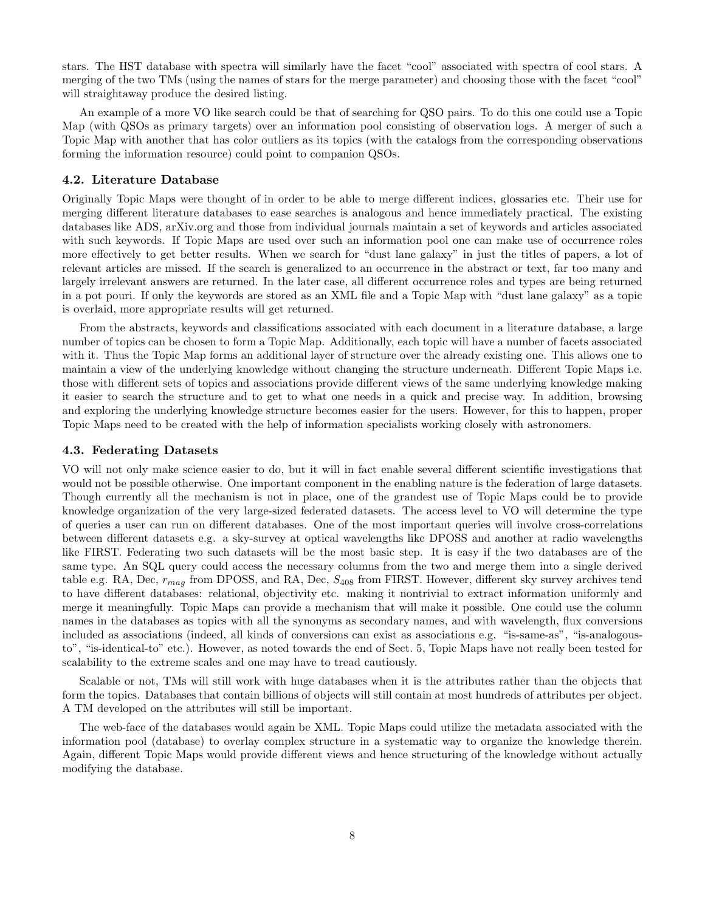stars. The HST database with spectra will similarly have the facet "cool" associated with spectra of cool stars. A merging of the two TMs (using the names of stars for the merge parameter) and choosing those with the facet "cool" will straightaway produce the desired listing.

An example of a more VO like search could be that of searching for QSO pairs. To do this one could use a Topic Map (with QSOs as primary targets) over an information pool consisting of observation logs. A merger of such a Topic Map with another that has color outliers as its topics (with the catalogs from the corresponding observations forming the information resource) could point to companion QSOs.

### 4.2. Literature Database

Originally Topic Maps were thought of in order to be able to merge different indices, glossaries etc. Their use for merging different literature databases to ease searches is analogous and hence immediately practical. The existing databases like ADS, arXiv.org and those from individual journals maintain a set of keywords and articles associated with such keywords. If Topic Maps are used over such an information pool one can make use of occurrence roles more effectively to get better results. When we search for "dust lane galaxy" in just the titles of papers, a lot of relevant articles are missed. If the search is generalized to an occurrence in the abstract or text, far too many and largely irrelevant answers are returned. In the later case, all different occurrence roles and types are being returned in a pot pouri. If only the keywords are stored as an XML file and a Topic Map with "dust lane galaxy" as a topic is overlaid, more appropriate results will get returned.

From the abstracts, keywords and classifications associated with each document in a literature database, a large number of topics can be chosen to form a Topic Map. Additionally, each topic will have a number of facets associated with it. Thus the Topic Map forms an additional layer of structure over the already existing one. This allows one to maintain a view of the underlying knowledge without changing the structure underneath. Different Topic Maps i.e. those with different sets of topics and associations provide different views of the same underlying knowledge making it easier to search the structure and to get to what one needs in a quick and precise way. In addition, browsing and exploring the underlying knowledge structure becomes easier for the users. However, for this to happen, proper Topic Maps need to be created with the help of information specialists working closely with astronomers.

### 4.3. Federating Datasets

VO will not only make science easier to do, but it will in fact enable several different scientific investigations that would not be possible otherwise. One important component in the enabling nature is the federation of large datasets. Though currently all the mechanism is not in place, one of the grandest use of Topic Maps could be to provide knowledge organization of the very large-sized federated datasets. The access level to VO will determine the type of queries a user can run on different databases. One of the most important queries will involve cross-correlations between different datasets e.g. a sky-survey at optical wavelengths like DPOSS and another at radio wavelengths like FIRST. Federating two such datasets will be the most basic step. It is easy if the two databases are of the same type. An SQL query could access the necessary columns from the two and merge them into a single derived table e.g. RA, Dec, $r_{mag}$ from DPOSS, and RA, Dec, $S_{408}$ from FIRST. However, different sky survey archives tend to have different databases: relational, objectivity etc. making it nontrivial to extract information uniformly and merge it meaningfully. Topic Maps can provide a mechanism that will make it possible. One could use the column names in the databases as topics with all the synonyms as secondary names, and with wavelength, flux conversions included as associations (indeed, all kinds of conversions can exist as associations e.g. "is-same-as", "is-analogous-to", "is-identical-to" etc.). However, as noted towards the end of Sect. 5, Topic Maps have not really been tested for scalability to the extreme scales and one may have to tread cautiously.

Scalable or not, TMs will still work with huge databases when it is the attributes rather than the objects that form the topics. Databases that contain billions of objects will still contain at most hundreds of attributes per object. A TM developed on the attributes will still be important.

The web-face of the databases would again be XML. Topic Maps could utilize the metadata associated with the information pool (database) to overlay complex structure in a systematic way to organize the knowledge therein. Again, different Topic Maps would provide different views and hence structuring of the knowledge without actually modifying the database.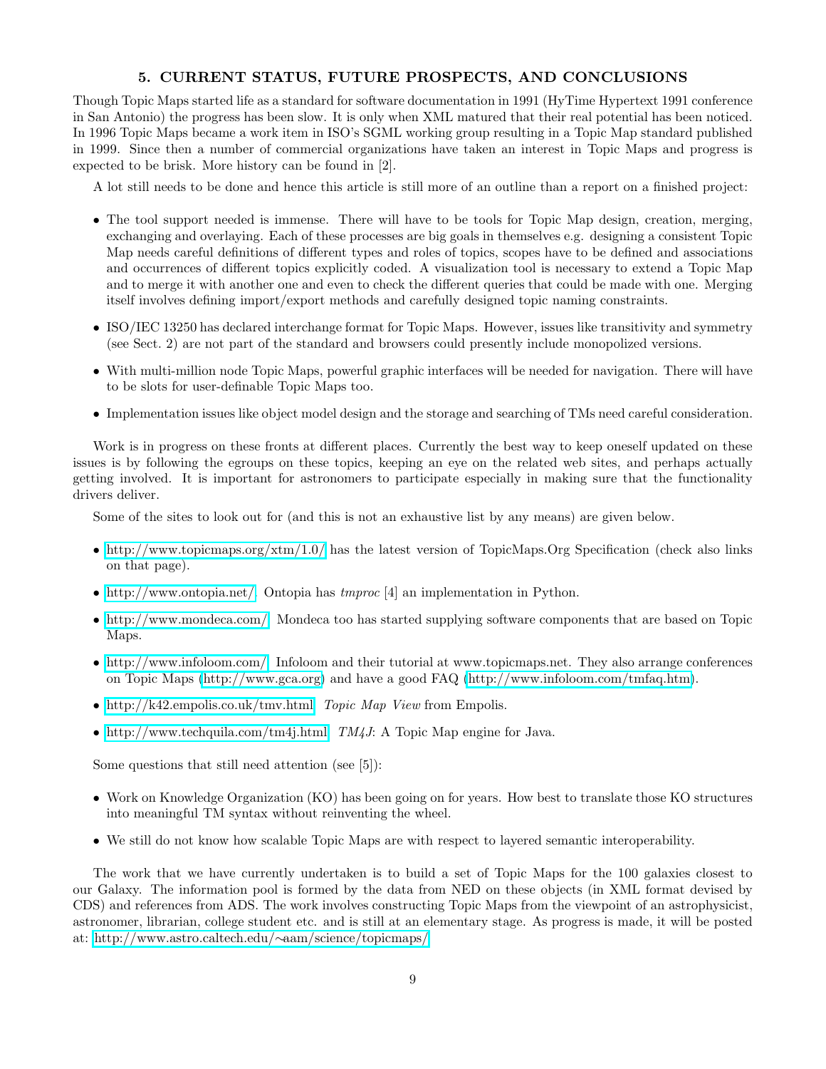## 5. CURRENT STATUS, FUTURE PROSPECTS, AND CONCLUSIONS

Though Topic Maps started life as a standard for software documentation in 1991 (HyTime Hypertext 1991 conference in San Antonio) the progress has been slow. It is only when XML matured that their real potential has been noticed. In 1996 Topic Maps became a work item in ISO's SGML working group resulting in a Topic Map standard published in 1999. Since then a number of commercial organizations have taken an interest in Topic Maps and progress is expected to be brisk. More history can be found in [2].

A lot still needs to be done and hence this article is still more of an outline than a report on a finished project:

- The tool support needed is immense. There will have to be tools for Topic Map design, creation, merging, exchanging and overlaying. Each of these processes are big goals in themselves e.g. designing a consistent Topic Map needs careful definitions of different types and roles of topics, scopes have to be defined and associations and occurrences of different topics explicitly coded. A visualization tool is necessary to extend a Topic Map and to merge it with another one and even to check the different queries that could be made with one. Merging itself involves defining import/export methods and carefully designed topic naming constraints.
- ISO/IEC 13250 has declared interchange format for Topic Maps. However, issues like transitivity and symmetry (see Sect. 2) are not part of the standard and browsers could presently include monopolized versions.
- With multi-million node Topic Maps, powerful graphic interfaces will be needed for navigation. There will have to be slots for user-definable Topic Maps too.
- Implementation issues like object model design and the storage and searching of TMs need careful consideration.

Work is in progress on these fronts at different places. Currently the best way to keep oneself updated on these issues is by following the egroups on these topics, keeping an eye on the related web sites, and perhaps actually getting involved. It is important for astronomers to participate especially in making sure that the functionality drivers deliver.

Some of the sites to look out for (and this is not an exhaustive list by any means) are given below.

- http://www.topicmaps.org/xtm/1.0/ has the latest version of TopicMaps.Org Specification (check also links on that page).
- http://www.ontopia.net/ Ontopia has *tmproc* [4] an implementation in Python.
- http://www.mondeca.com/ Mondeca too has started supplying software components that are based on Topic Maps.
- http://www.infoloom.com/ Infoloom and their tutorial at www.topicmaps.net. They also arrange conferences on Topic Maps (http://www.gca.org) and have a good FAQ (http://www.infoloom.com/tmfaq.htm).
- http://k42.empolis.co.uk/tmv.html *Topic Map View* from Empolis.
- http://www.techquila.com/tm4j.html *TM4J*: A Topic Map engine for Java.

Some questions that still need attention (see [5]):

- Work on Knowledge Organization (KO) has been going on for years. How best to translate those KO structures into meaningful TM syntax without reinventing the wheel.
- We still do not know how scalable Topic Maps are with respect to layered semantic interoperability.

The work that we have currently undertaken is to build a set of Topic Maps for the 100 galaxies closest to our Galaxy. The information pool is formed by the data from NED on these objects (in XML format devised by CDS) and references from ADS. The work involves constructing Topic Maps from the viewpoint of an astrophysicist, astronomer, librarian, college student etc. and is still at an elementary stage. As progress is made, it will be posted at: http://www.astro.caltech.edu/~aam/science/topicmaps/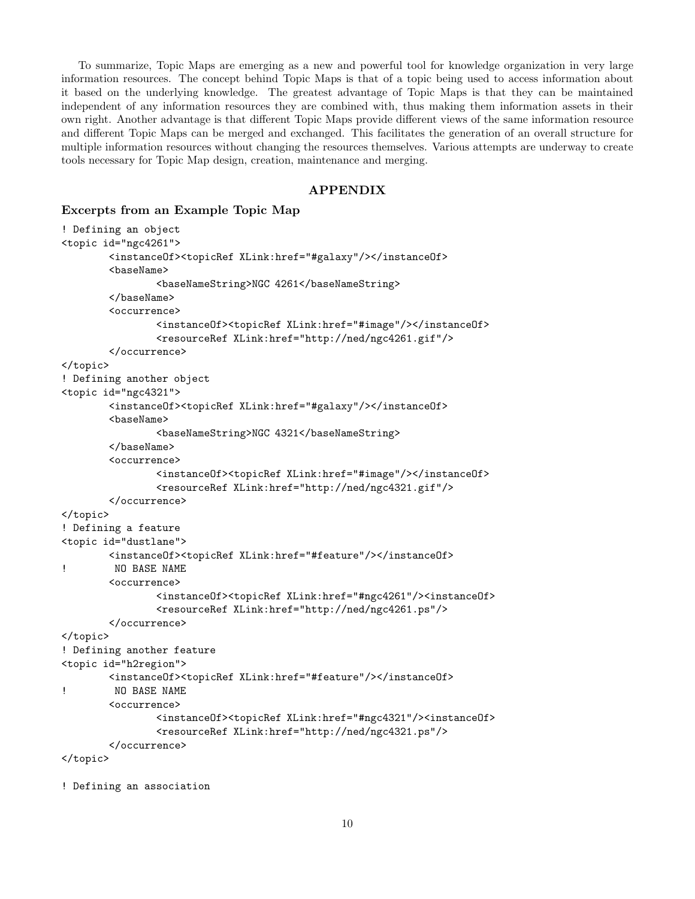To summarize, Topic Maps are emerging as a new and powerful tool for knowledge organization in very large information resources. The concept behind Topic Maps is that of a topic being used to access information about it based on the underlying knowledge. The greatest advantage of Topic Maps is that they can be maintained independent of any information resources they are combined with, thus making them information assets in their own right. Another advantage is that different Topic Maps provide different views of the same information resource and different Topic Maps can be merged and exchanged. This facilitates the generation of an overall structure for multiple information resources without changing the resources themselves. Various attempts are underway to create tools necessary for Topic Map design, creation, maintenance and merging.

## APPENDIX

### Excerpts from an Example Topic Map

```
! Defining an object
<topic id="ngc4261">
        <instanceOf><topicRef XLink:href="#galaxy"/></instanceOf>
        <baseName>
                <baseNameString>NGC 4261</baseNameString>
        </baseName>
        <occurrence>
                <instanceOf><topicRef XLink:href="#image"/></instanceOf>
                <resourceRef XLink:href="http://ned/ngc4261.gif"/>
        </occurrence>
</topic>
! Defining another object
<topic id="ngc4321">
        <instanceOf><topicRef XLink:href="#galaxy"/></instanceOf>
        <baseName>
                <baseNameString>NGC 4321</baseNameString>
        </baseName>
        <occurrence>
                <instanceOf><topicRef XLink:href="#image"/></instanceOf>
                <resourceRef XLink:href="http://ned/ngc4321.gif"/>
        </occurrence>
</topic>
! Defining a feature
<topic id="dustlane">
        <instanceOf><topicRef XLink:href="#feature"/></instanceOf>
!        NO BASE NAME
        <occurrence>
                <instanceOf><topicRef XLink:href="#ngc4261"/><instanceOf>
                <resourceRef XLink:href="http://ned/ngc4261.ps"/>
        </occurrence>
</topic>
! Defining another feature
<topic id="h2region">
        <instanceOf><topicRef XLink:href="#feature"/></instanceOf>
!        NO BASE NAME
        <occurrence>
                <instanceOf><topicRef XLink:href="#ngc4321"/><instanceOf>
                <resourceRef XLink:href="http://ned/ngc4321.ps"/>
        </occurrence>
</topic>

! Defining an association
```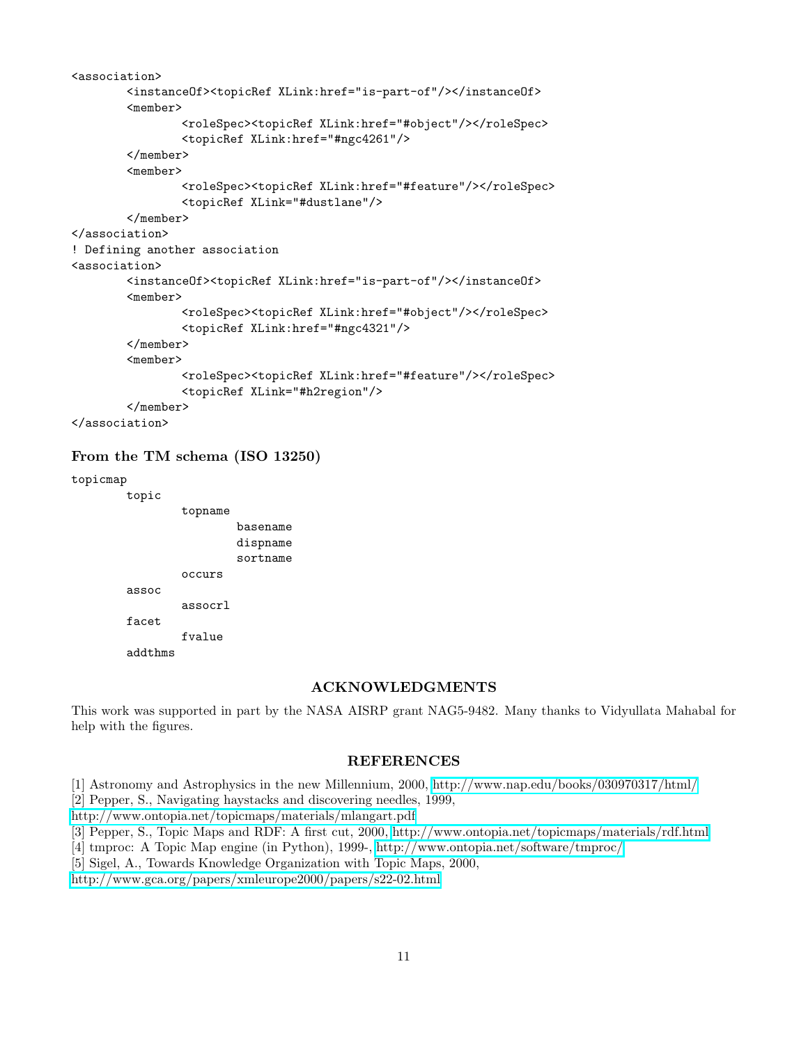```
<association>
        <instanceOf><topicRef XLink:href="is-part-of"/></instanceOf>
        <member>
                <roleSpec><topicRef XLink:href="#object"/></roleSpec>
                <topicRef XLink:href="#ngc4261"/>
        </member>
        <member>
                <roleSpec><topicRef XLink:href="#feature"/></roleSpec>
                <topicRef XLink="#dustlane"/>
        </member>
</association>
! Defining another association
<association>
        <instanceOf><topicRef XLink:href="is-part-of"/></instanceOf>
        <member>
                <roleSpec><topicRef XLink:href="#object"/></roleSpec>
                <topicRef XLink:href="#ngc4321"/>
        </member>
        <member>
                <roleSpec><topicRef XLink:href="#feature"/></roleSpec>
                <topicRef XLink="#h2region"/>
        </member>
</association>
```

### From the TM schema (ISO 13250)

```
topicmap
        topic
                topname
                        basename
                        dispname
                        sortname
                occurs
        assoc
                assocrl
        facet
                fvalue
        addthms
```

## ACKNOWLEDGMENTS

This work was supported in part by the NASA AISRP grant NAG5-9482. Many thanks to Vidyullata Mahabal for help with the figures.

## REFERENCES

[1] Astronomy and Astrophysics in the new Millennium, 2000, http://www.nap.edu/books/030970317/html/

[2] Pepper, S., Navigating haystacks and discovering needles, 1999, http://www.ontopia.net/topicmaps/materials/mlangart.pdf

[3] Pepper, S., Topic Maps and RDF: A first cut, 2000, http://www.ontopia.net/topicmaps/materials/rdf.html

[4] tmproc: A Topic Map engine (in Python), 1999-, http://www.ontopia.net/software/tmproc/

[5] Sigel, A., Towards Knowledge Organization with Topic Maps, 2000, http://www.gca.org/papers/xmleurope2000/papers/s22-02.html